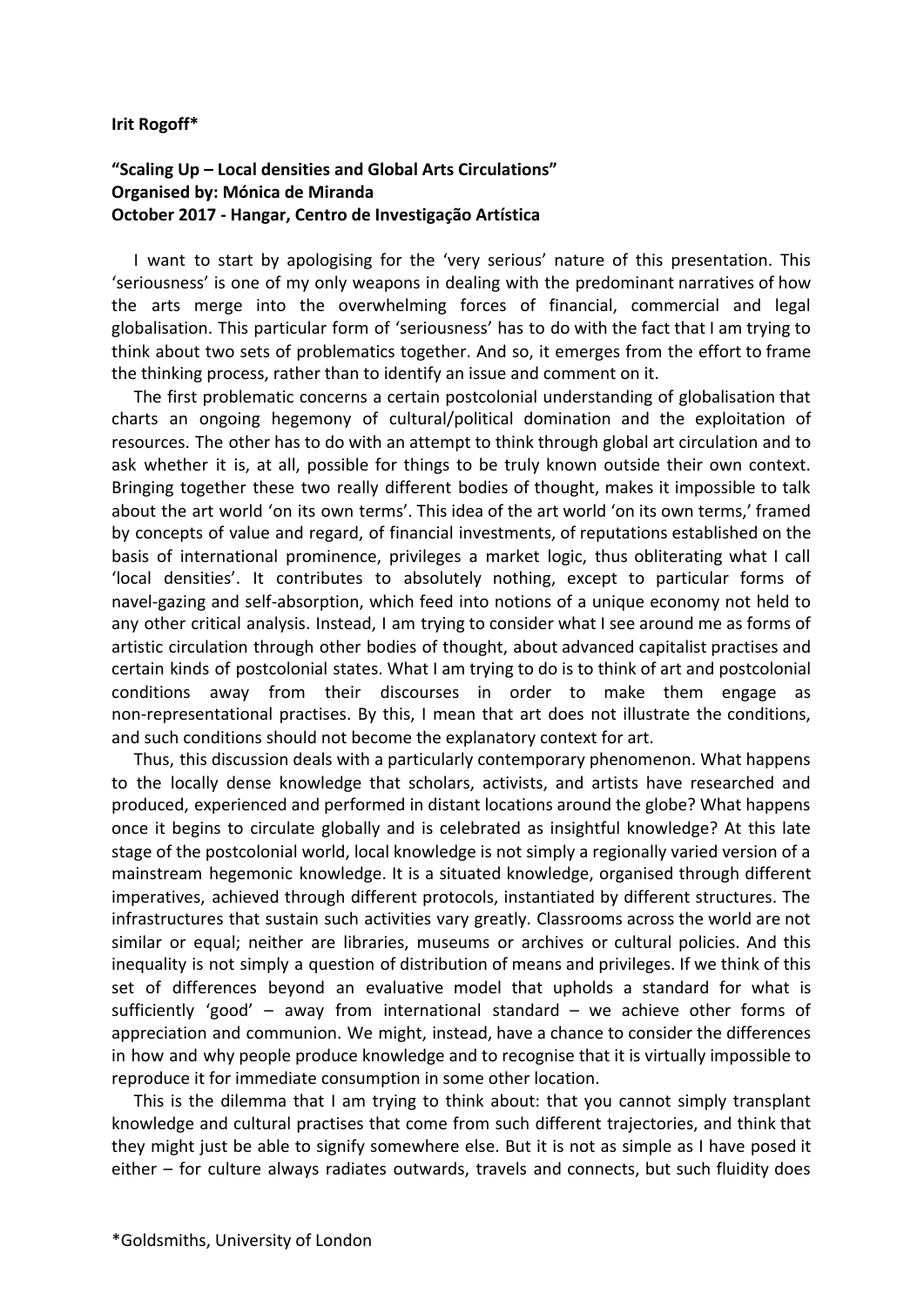**Irit Rogoff***

**"Scaling Up – Local densities and Global Arts Circulations"**
**Organised by: Mónica de Miranda**
**October 2017 - Hangar, Centro de Investigação Artística**

I want to start by apologising for the 'very serious' nature of this presentation. This 'seriousness' is one of my only weapons in dealing with the predominant narratives of how the arts merge into the overwhelming forces of financial, commercial and legal globalisation. This particular form of 'seriousness' has to do with the fact that I am trying to think about two sets of problematics together. And so, it emerges from the effort to frame the thinking process, rather than to identify an issue and comment on it.

The first problematic concerns a certain postcolonial understanding of globalisation that charts an ongoing hegemony of cultural/political domination and the exploitation of resources. The other has to do with an attempt to think through global art circulation and to ask whether it is, at all, possible for things to be truly known outside their own context. Bringing together these two really different bodies of thought, makes it impossible to talk about the art world 'on its own terms'. This idea of the art world 'on its own terms,' framed by concepts of value and regard, of financial investments, of reputations established on the basis of international prominence, privileges a market logic, thus obliterating what I call 'local densities'. It contributes to absolutely nothing, except to particular forms of navel-gazing and self-absorption, which feed into notions of a unique economy not held to any other critical analysis. Instead, I am trying to consider what I see around me as forms of artistic circulation through other bodies of thought, about advanced capitalist practises and certain kinds of postcolonial states. What I am trying to do is to think of art and postcolonial conditions away from their discourses in order to make them engage as non-representational practises. By this, I mean that art does not illustrate the conditions, and such conditions should not become the explanatory context for art.

Thus, this discussion deals with a particularly contemporary phenomenon. What happens to the locally dense knowledge that scholars, activists, and artists have researched and produced, experienced and performed in distant locations around the globe? What happens once it begins to circulate globally and is celebrated as insightful knowledge? At this late stage of the postcolonial world, local knowledge is not simply a regionally varied version of a mainstream hegemonic knowledge. It is a situated knowledge, organised through different imperatives, achieved through different protocols, instantiated by different structures. The infrastructures that sustain such activities vary greatly. Classrooms across the world are not similar or equal; neither are libraries, museums or archives or cultural policies. And this inequality is not simply a question of distribution of means and privileges. If we think of this set of differences beyond an evaluative model that upholds a standard for what is sufficiently 'good' – away from international standard – we achieve other forms of appreciation and communion. We might, instead, have a chance to consider the differences in how and why people produce knowledge and to recognise that it is virtually impossible to reproduce it for immediate consumption in some other location.

This is the dilemma that I am trying to think about: that you cannot simply transplant knowledge and cultural practises that come from such different trajectories, and think that they might just be able to signify somewhere else. But it is not as simple as I have posed it either – for culture always radiates outwards, travels and connects, but such fluidity does

*Goldsmiths, University of London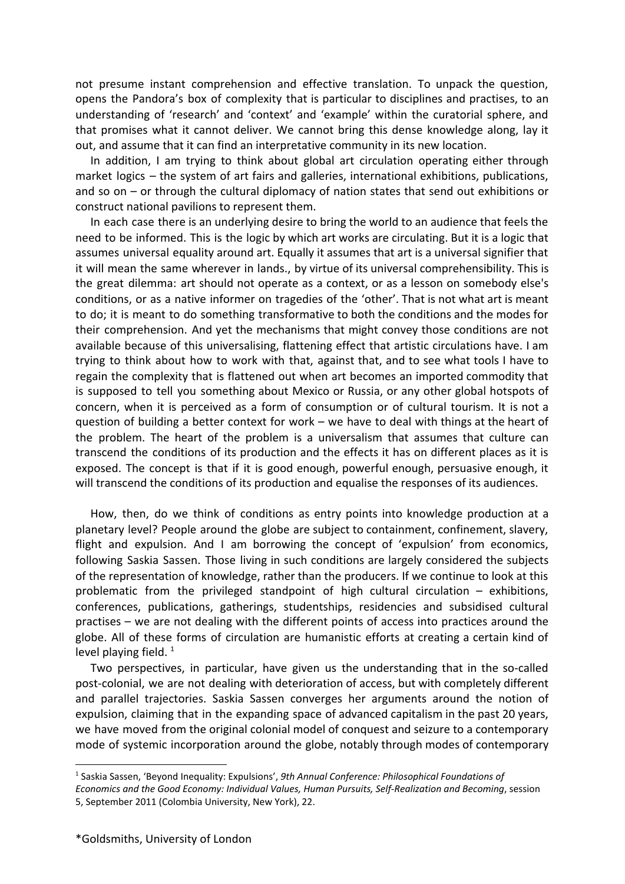not presume instant comprehension and effective translation. To unpack the question, opens the Pandora's box of complexity that is particular to disciplines and practises, to an understanding of 'research' and 'context' and 'example' within the curatorial sphere, and that promises what it cannot deliver. We cannot bring this dense knowledge along, lay it out, and assume that it can find an interpretative community in its new location.

In addition, I am trying to think about global art circulation operating either through market logics – the system of art fairs and galleries, international exhibitions, publications, and so on – or through the cultural diplomacy of nation states that send out exhibitions or construct national pavilions to represent them.

In each case there is an underlying desire to bring the world to an audience that feels the need to be informed. This is the logic by which art works are circulating. But it is a logic that assumes universal equality around art. Equally it assumes that art is a universal signifier that it will mean the same wherever in lands., by virtue of its universal comprehensibility. This is the great dilemma: art should not operate as a context, or as a lesson on somebody else's conditions, or as a native informer on tragedies of the 'other'. That is not what art is meant to do; it is meant to do something transformative to both the conditions and the modes for their comprehension. And yet the mechanisms that might convey those conditions are not available because of this universalising, flattening effect that artistic circulations have. I am trying to think about how to work with that, against that, and to see what tools I have to regain the complexity that is flattened out when art becomes an imported commodity that is supposed to tell you something about Mexico or Russia, or any other global hotspots of concern, when it is perceived as a form of consumption or of cultural tourism. It is not a question of building a better context for work – we have to deal with things at the heart of the problem. The heart of the problem is a universalism that assumes that culture can transcend the conditions of its production and the effects it has on different places as it is exposed. The concept is that if it is good enough, powerful enough, persuasive enough, it will transcend the conditions of its production and equalise the responses of its audiences.

How, then, do we think of conditions as entry points into knowledge production at a planetary level? People around the globe are subject to containment, confinement, slavery, flight and expulsion. And I am borrowing the concept of 'expulsion' from economics, following Saskia Sassen. Those living in such conditions are largely considered the subjects of the representation of knowledge, rather than the producers. If we continue to look at this problematic from the privileged standpoint of high cultural circulation – exhibitions, conferences, publications, gatherings, studentships, residencies and subsidised cultural practises – we are not dealing with the different points of access into practices around the globe. All of these forms of circulation are humanistic efforts at creating a certain kind of level playing field. [1]

Two perspectives, in particular, have given us the understanding that in the so-called post-colonial, we are not dealing with deterioration of access, but with completely different and parallel trajectories. Saskia Sassen converges her arguments around the notion of expulsion, claiming that in the expanding space of advanced capitalism in the past 20 years, we have moved from the original colonial model of conquest and seizure to a contemporary mode of systemic incorporation around the globe, notably through modes of contemporary

[1] Saskia Sassen, 'Beyond Inequality: Expulsions', *9th Annual Conference: Philosophical Foundations of Economics and the Good Economy: Individual Values, Human Pursuits, Self-Realization and Becoming*, session 5, September 2011 (Colombia University, New York), 22.

*Goldsmiths, University of London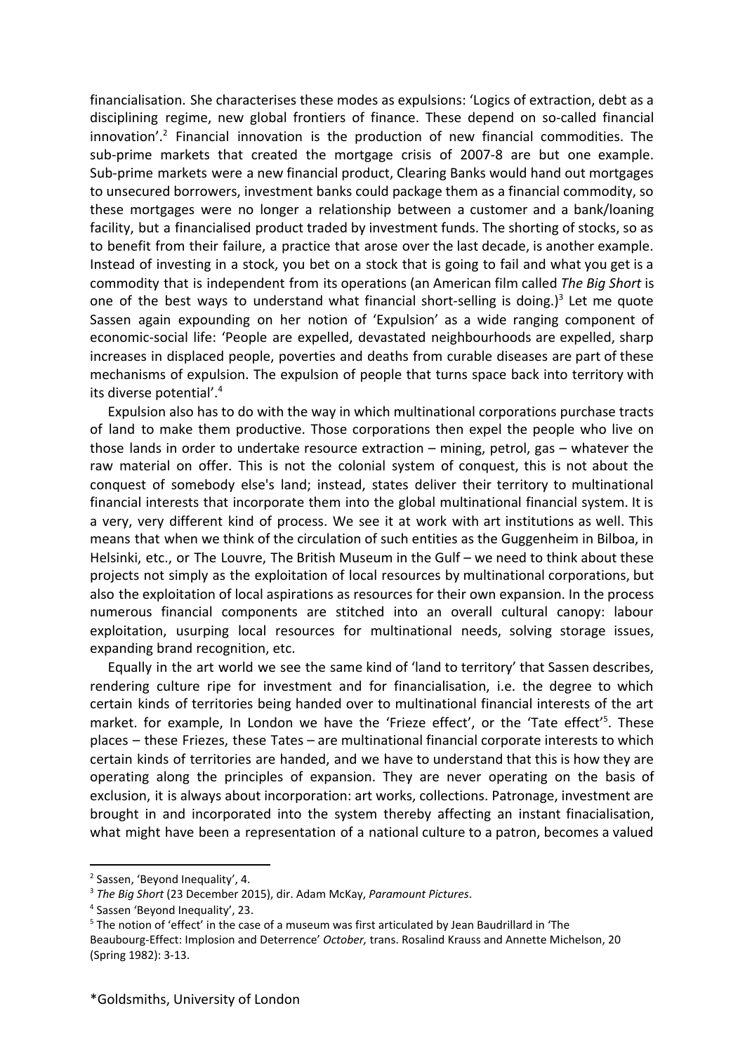financialisation. She characterises these modes as expulsions: 'Logics of extraction, debt as a disciplining regime, new global frontiers of finance. These depend on so-called financial innovation'.[2] Financial innovation is the production of new financial commodities. The sub-prime markets that created the mortgage crisis of 2007-8 are but one example. Sub-prime markets were a new financial product, Clearing Banks would hand out mortgages to unsecured borrowers, investment banks could package them as a financial commodity, so these mortgages were no longer a relationship between a customer and a bank/loaning facility, but a financialised product traded by investment funds. The shorting of stocks, so as to benefit from their failure, a practice that arose over the last decade, is another example. Instead of investing in a stock, you bet on a stock that is going to fail and what you get is a commodity that is independent from its operations (an American film called *The Big Short* is one of the best ways to understand what financial short-selling is doing.)[3] Let me quote Sassen again expounding on her notion of 'Expulsion' as a wide ranging component of economic-social life: 'People are expelled, devastated neighbourhoods are expelled, sharp increases in displaced people, poverties and deaths from curable diseases are part of these mechanisms of expulsion. The expulsion of people that turns space back into territory with its diverse potential'.[4]

Expulsion also has to do with the way in which multinational corporations purchase tracts of land to make them productive. Those corporations then expel the people who live on those lands in order to undertake resource extraction – mining, petrol, gas – whatever the raw material on offer. This is not the colonial system of conquest, this is not about the conquest of somebody else's land; instead, states deliver their territory to multinational financial interests that incorporate them into the global multinational financial system. It is a very, very different kind of process. We see it at work with art institutions as well. This means that when we think of the circulation of such entities as the Guggenheim in Bilboa, in Helsinki, etc., or The Louvre, The British Museum in the Gulf – we need to think about these projects not simply as the exploitation of local resources by multinational corporations, but also the exploitation of local aspirations as resources for their own expansion. In the process numerous financial components are stitched into an overall cultural canopy: labour exploitation, usurping local resources for multinational needs, solving storage issues, expanding brand recognition, etc.

Equally in the art world we see the same kind of 'land to territory' that Sassen describes, rendering culture ripe for investment and for financialisation, i.e. the degree to which certain kinds of territories being handed over to multinational financial interests of the art market. for example, In London we have the 'Frieze effect', or the 'Tate effect'[5]. These places – these Friezes, these Tates – are multinational financial corporate interests to which certain kinds of territories are handed, and we have to understand that this is how they are operating along the principles of expansion. They are never operating on the basis of exclusion, it is always about incorporation: art works, collections. Patronage, investment are brought in and incorporated into the system thereby affecting an instant finacialisation, what might have been a representation of a national culture to a patron, becomes a valued

[2] Sassen, 'Beyond Inequality', 4.

[3] *The Big Short* (23 December 2015), dir. Adam McKay, *Paramount Pictures*.

[4] Sassen 'Beyond Inequality', 23.

[5] The notion of 'effect' in the case of a museum was first articulated by Jean Baudrillard in 'The Beaubourg-Effect: Implosion and Deterrence' *October,* trans. Rosalind Krauss and Annette Michelson, 20 (Spring 1982): 3-13.

*Goldsmiths, University of London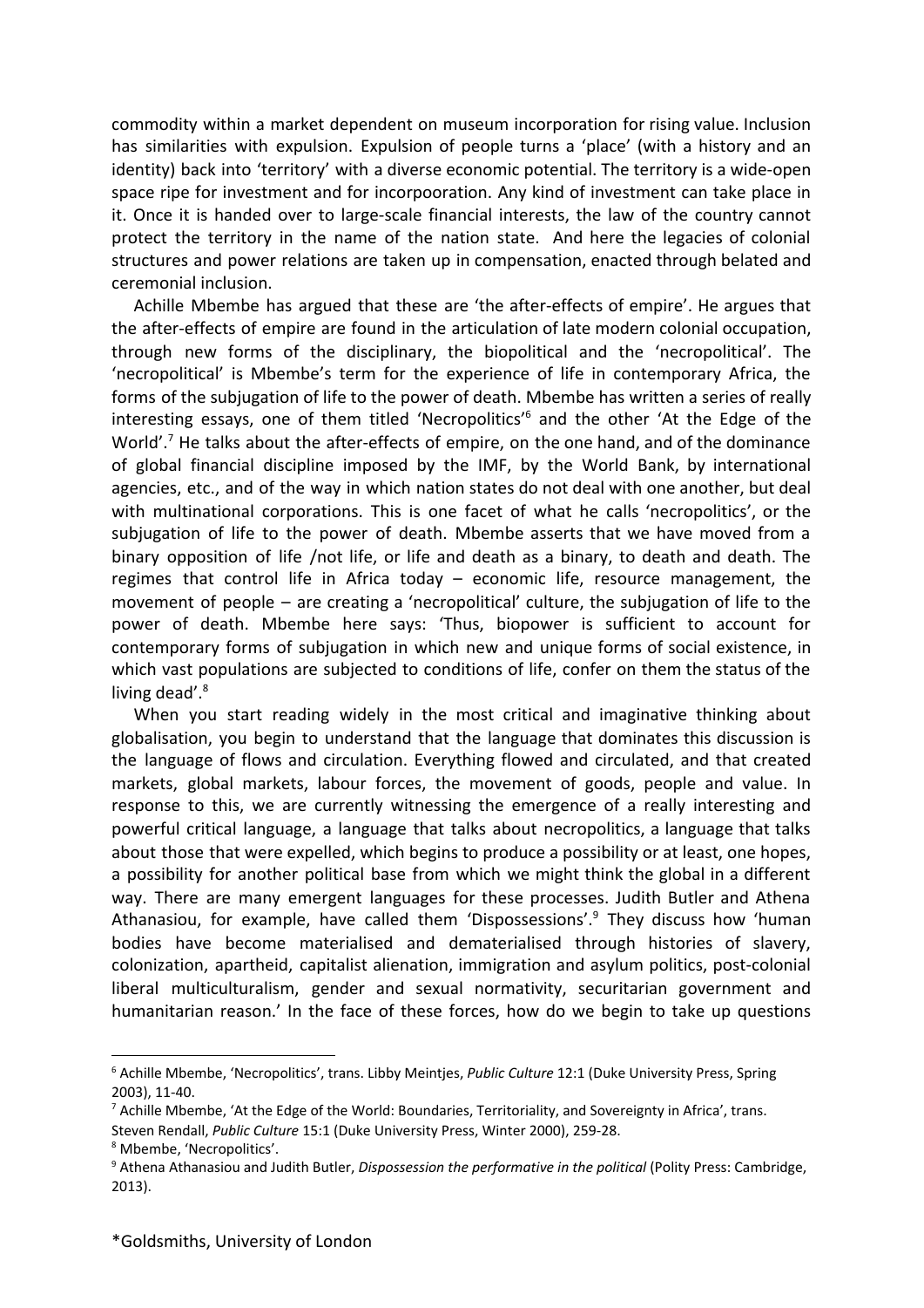commodity within a market dependent on museum incorporation for rising value. Inclusion has similarities with expulsion. Expulsion of people turns a 'place' (with a history and an identity) back into 'territory' with a diverse economic potential. The territory is a wide-open space ripe for investment and for incorpooration. Any kind of investment can take place in it. Once it is handed over to large-scale financial interests, the law of the country cannot protect the territory in the name of the nation state. And here the legacies of colonial structures and power relations are taken up in compensation, enacted through belated and ceremonial inclusion.

Achille Mbembe has argued that these are 'the after-effects of empire'. He argues that the after-effects of empire are found in the articulation of late modern colonial occupation, through new forms of the disciplinary, the biopolitical and the 'necropolitical'. The 'necropolitical' is Mbembe's term for the experience of life in contemporary Africa, the forms of the subjugation of life to the power of death. Mbembe has written a series of really interesting essays, one of them titled 'Necropolitics'[6] and the other 'At the Edge of the World'.[7] He talks about the after-effects of empire, on the one hand, and of the dominance of global financial discipline imposed by the IMF, by the World Bank, by international agencies, etc., and of the way in which nation states do not deal with one another, but deal with multinational corporations. This is one facet of what he calls 'necropolitics', or the subjugation of life to the power of death. Mbembe asserts that we have moved from a binary opposition of life /not life, or life and death as a binary, to death and death. The regimes that control life in Africa today – economic life, resource management, the movement of people – are creating a 'necropolitical' culture, the subjugation of life to the power of death. Mbembe here says: 'Thus, biopower is sufficient to account for contemporary forms of subjugation in which new and unique forms of social existence, in which vast populations are subjected to conditions of life, confer on them the status of the living dead'.[8]

When you start reading widely in the most critical and imaginative thinking about globalisation, you begin to understand that the language that dominates this discussion is the language of flows and circulation. Everything flowed and circulated, and that created markets, global markets, labour forces, the movement of goods, people and value. In response to this, we are currently witnessing the emergence of a really interesting and powerful critical language, a language that talks about necropolitics, a language that talks about those that were expelled, which begins to produce a possibility or at least, one hopes, a possibility for another political base from which we might think the global in a different way. There are many emergent languages for these processes. Judith Butler and Athena Athanasiou, for example, have called them 'Dispossessions'.[9] They discuss how 'human bodies have become materialised and dematerialised through histories of slavery, colonization, apartheid, capitalist alienation, immigration and asylum politics, post-colonial liberal multiculturalism, gender and sexual normativity, securitarian government and humanitarian reason.' In the face of these forces, how do we begin to take up questions

---

[6] Achille Mbembe, 'Necropolitics', trans. Libby Meintjes, *Public Culture* 12:1 (Duke University Press, Spring 2003), 11-40.

[7] Achille Mbembe, 'At the Edge of the World: Boundaries, Territoriality, and Sovereignty in Africa', trans. Steven Rendall, *Public Culture* 15:1 (Duke University Press, Winter 2000), 259-28.

[8] Mbembe, 'Necropolitics'.

[9] Athena Athanasiou and Judith Butler, *Dispossession the performative in the political* (Polity Press: Cambridge, 2013).

*Goldsmiths, University of London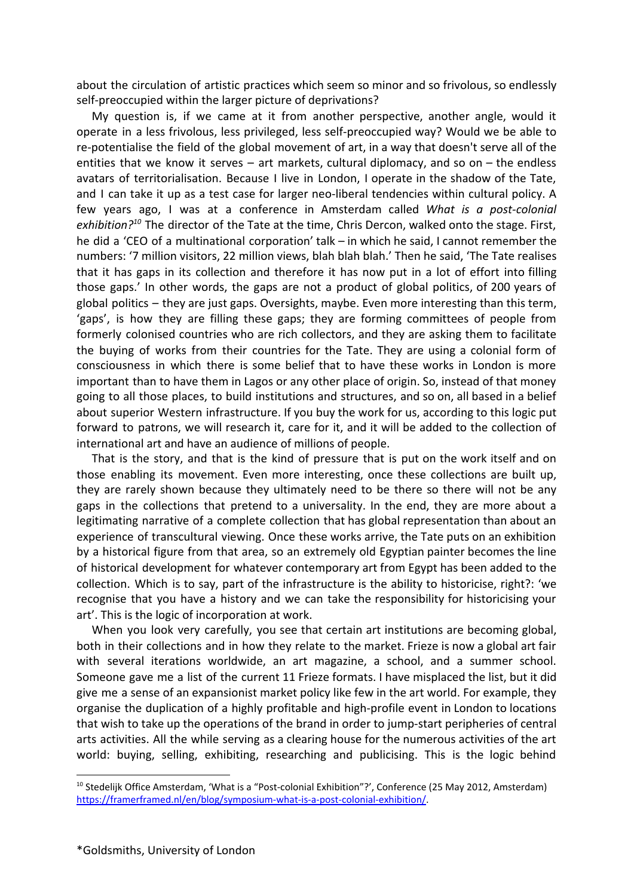about the circulation of artistic practices which seem so minor and so frivolous, so endlessly self-preoccupied within the larger picture of deprivations?

My question is, if we came at it from another perspective, another angle, would it operate in a less frivolous, less privileged, less self-preoccupied way? Would we be able to re-potentialise the field of the global movement of art, in a way that doesn't serve all of the entities that we know it serves – art markets, cultural diplomacy, and so on – the endless avatars of territorialisation. Because I live in London, I operate in the shadow of the Tate, and I can take it up as a test case for larger neo-liberal tendencies within cultural policy. A few years ago, I was at a conference in Amsterdam called *What is a post-colonial exhibition?*[10] The director of the Tate at the time, Chris Dercon, walked onto the stage. First, he did a 'CEO of a multinational corporation' talk – in which he said, I cannot remember the numbers: '7 million visitors, 22 million views, blah blah blah.' Then he said, 'The Tate realises that it has gaps in its collection and therefore it has now put in a lot of effort into filling those gaps.' In other words, the gaps are not a product of global politics, of 200 years of global politics – they are just gaps. Oversights, maybe. Even more interesting than this term, 'gaps', is how they are filling these gaps; they are forming committees of people from formerly colonised countries who are rich collectors, and they are asking them to facilitate the buying of works from their countries for the Tate. They are using a colonial form of consciousness in which there is some belief that to have these works in London is more important than to have them in Lagos or any other place of origin. So, instead of that money going to all those places, to build institutions and structures, and so on, all based in a belief about superior Western infrastructure. If you buy the work for us, according to this logic put forward to patrons, we will research it, care for it, and it will be added to the collection of international art and have an audience of millions of people.

That is the story, and that is the kind of pressure that is put on the work itself and on those enabling its movement. Even more interesting, once these collections are built up, they are rarely shown because they ultimately need to be there so there will not be any gaps in the collections that pretend to a universality. In the end, they are more about a legitimating narrative of a complete collection that has global representation than about an experience of transcultural viewing. Once these works arrive, the Tate puts on an exhibition by a historical figure from that area, so an extremely old Egyptian painter becomes the line of historical development for whatever contemporary art from Egypt has been added to the collection. Which is to say, part of the infrastructure is the ability to historicise, right?: 'we recognise that you have a history and we can take the responsibility for historicising your art'. This is the logic of incorporation at work.

When you look very carefully, you see that certain art institutions are becoming global, both in their collections and in how they relate to the market. Frieze is now a global art fair with several iterations worldwide, an art magazine, a school, and a summer school. Someone gave me a list of the current 11 Frieze formats. I have misplaced the list, but it did give me a sense of an expansionist market policy like few in the art world. For example, they organise the duplication of a highly profitable and high-profile event in London to locations that wish to take up the operations of the brand in order to jump-start peripheries of central arts activities. All the while serving as a clearing house for the numerous activities of the art world: buying, selling, exhibiting, researching and publicising. This is the logic behind

[10] Stedelijk Office Amsterdam, 'What is a "Post-colonial Exhibition"?', Conference (25 May 2012, Amsterdam) https://framerframed.nl/en/blog/symposium-what-is-a-post-colonial-exhibition/.

*Goldsmiths, University of London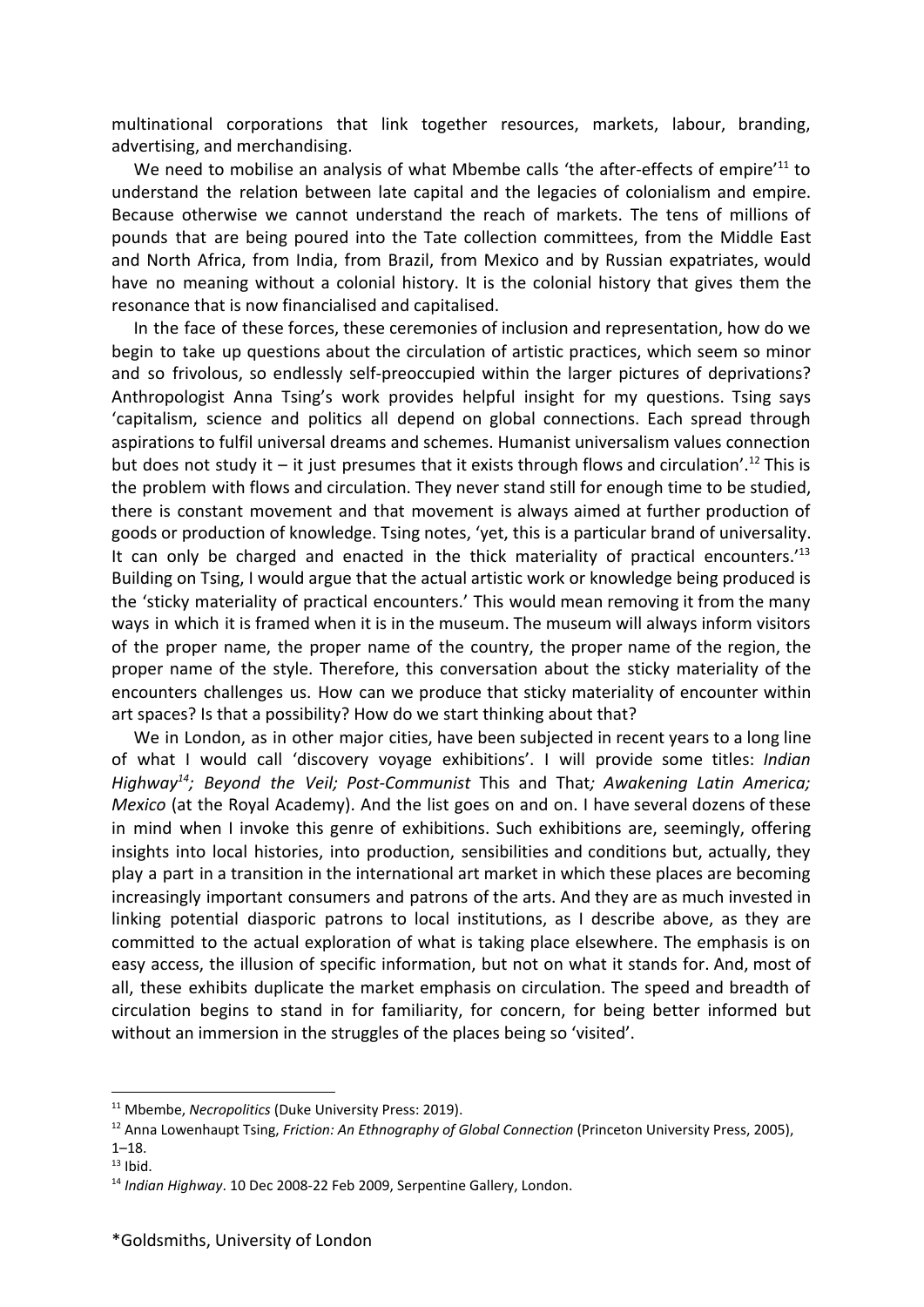multinational corporations that link together resources, markets, labour, branding, advertising, and merchandising.

We need to mobilise an analysis of what Mbembe calls 'the after-effects of empire'[11] to understand the relation between late capital and the legacies of colonialism and empire. Because otherwise we cannot understand the reach of markets. The tens of millions of pounds that are being poured into the Tate collection committees, from the Middle East and North Africa, from India, from Brazil, from Mexico and by Russian expatriates, would have no meaning without a colonial history. It is the colonial history that gives them the resonance that is now financialised and capitalised.

In the face of these forces, these ceremonies of inclusion and representation, how do we begin to take up questions about the circulation of artistic practices, which seem so minor and so frivolous, so endlessly self-preoccupied within the larger pictures of deprivations? Anthropologist Anna Tsing's work provides helpful insight for my questions. Tsing says 'capitalism, science and politics all depend on global connections. Each spread through aspirations to fulfil universal dreams and schemes. Humanist universalism values connection but does not study it – it just presumes that it exists through flows and circulation'.[12] This is the problem with flows and circulation. They never stand still for enough time to be studied, there is constant movement and that movement is always aimed at further production of goods or production of knowledge. Tsing notes, 'yet, this is a particular brand of universality. It can only be charged and enacted in the thick materiality of practical encounters.'[13] Building on Tsing, I would argue that the actual artistic work or knowledge being produced is the 'sticky materiality of practical encounters.' This would mean removing it from the many ways in which it is framed when it is in the museum. The museum will always inform visitors of the proper name, the proper name of the country, the proper name of the region, the proper name of the style. Therefore, this conversation about the sticky materiality of the encounters challenges us. How can we produce that sticky materiality of encounter within art spaces? Is that a possibility? How do we start thinking about that?

We in London, as in other major cities, have been subjected in recent years to a long line of what I would call 'discovery voyage exhibitions'. I will provide some titles: *Indian Highway*[14]*; Beyond the Veil; Post-Communist* This and That*; Awakening Latin America; Mexico* (at the Royal Academy). And the list goes on and on. I have several dozens of these in mind when I invoke this genre of exhibitions. Such exhibitions are, seemingly, offering insights into local histories, into production, sensibilities and conditions but, actually, they play a part in a transition in the international art market in which these places are becoming increasingly important consumers and patrons of the arts. And they are as much invested in linking potential diasporic patrons to local institutions, as I describe above, as they are committed to the actual exploration of what is taking place elsewhere. The emphasis is on easy access, the illusion of specific information, but not on what it stands for. And, most of all, these exhibits duplicate the market emphasis on circulation. The speed and breadth of circulation begins to stand in for familiarity, for concern, for being better informed but without an immersion in the struggles of the places being so 'visited'.

---

[11] Mbembe, *Necropolitics* (Duke University Press: 2019).

[12] Anna Lowenhaupt Tsing, *Friction: An Ethnography of Global Connection* (Princeton University Press, 2005), 1–18.

[13] Ibid.

[14] *Indian Highway*. 10 Dec 2008-22 Feb 2009, Serpentine Gallery, London.

*Goldsmiths, University of London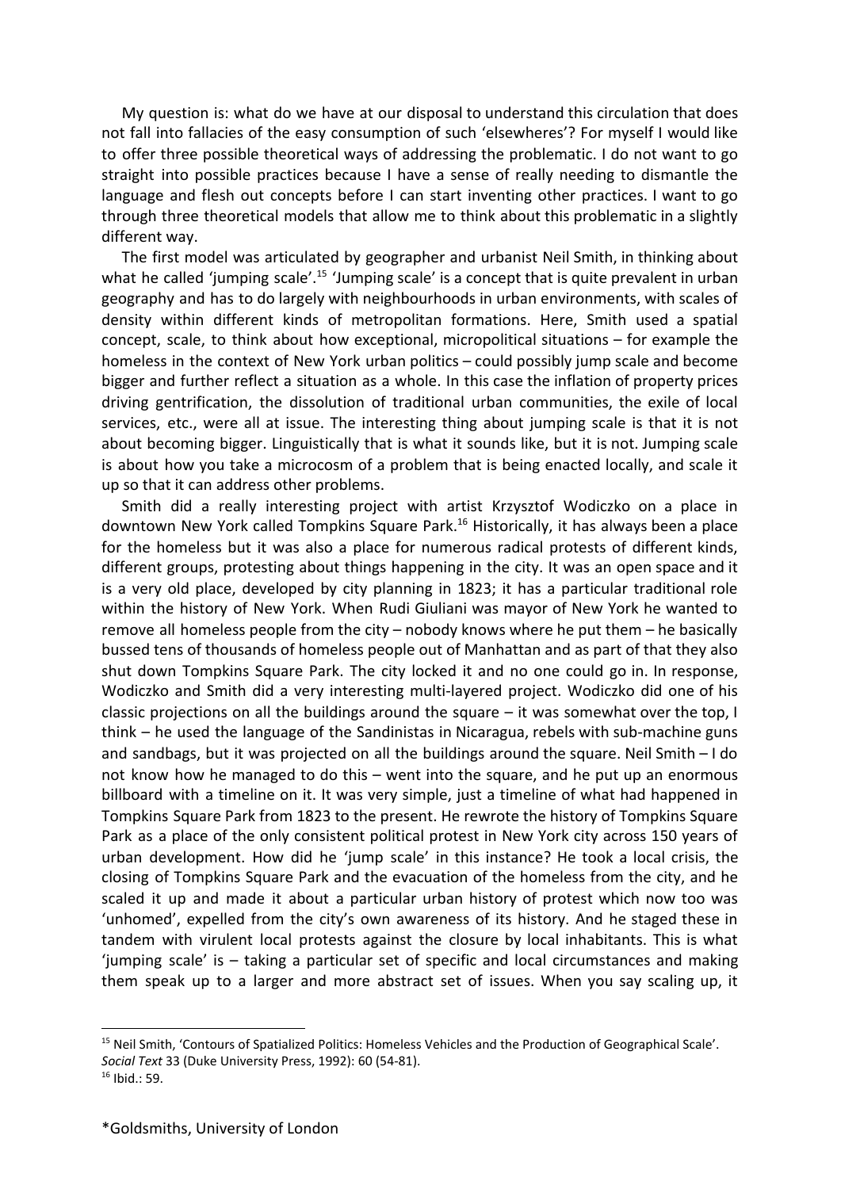My question is: what do we have at our disposal to understand this circulation that does not fall into fallacies of the easy consumption of such 'elsewheres'? For myself I would like to offer three possible theoretical ways of addressing the problematic. I do not want to go straight into possible practices because I have a sense of really needing to dismantle the language and flesh out concepts before I can start inventing other practices. I want to go through three theoretical models that allow me to think about this problematic in a slightly different way.

The first model was articulated by geographer and urbanist Neil Smith, in thinking about what he called 'jumping scale'.[15] 'Jumping scale' is a concept that is quite prevalent in urban geography and has to do largely with neighbourhoods in urban environments, with scales of density within different kinds of metropolitan formations. Here, Smith used a spatial concept, scale, to think about how exceptional, micropolitical situations – for example the homeless in the context of New York urban politics – could possibly jump scale and become bigger and further reflect a situation as a whole. In this case the inflation of property prices driving gentrification, the dissolution of traditional urban communities, the exile of local services, etc., were all at issue. The interesting thing about jumping scale is that it is not about becoming bigger. Linguistically that is what it sounds like, but it is not. Jumping scale is about how you take a microcosm of a problem that is being enacted locally, and scale it up so that it can address other problems.

Smith did a really interesting project with artist Krzysztof Wodiczko on a place in downtown New York called Tompkins Square Park.[16] Historically, it has always been a place for the homeless but it was also a place for numerous radical protests of different kinds, different groups, protesting about things happening in the city. It was an open space and it is a very old place, developed by city planning in 1823; it has a particular traditional role within the history of New York. When Rudi Giuliani was mayor of New York he wanted to remove all homeless people from the city – nobody knows where he put them – he basically bussed tens of thousands of homeless people out of Manhattan and as part of that they also shut down Tompkins Square Park. The city locked it and no one could go in. In response, Wodiczko and Smith did a very interesting multi-layered project. Wodiczko did one of his classic projections on all the buildings around the square – it was somewhat over the top, I think – he used the language of the Sandinistas in Nicaragua, rebels with sub-machine guns and sandbags, but it was projected on all the buildings around the square. Neil Smith – I do not know how he managed to do this – went into the square, and he put up an enormous billboard with a timeline on it. It was very simple, just a timeline of what had happened in Tompkins Square Park from 1823 to the present. He rewrote the history of Tompkins Square Park as a place of the only consistent political protest in New York city across 150 years of urban development. How did he 'jump scale' in this instance? He took a local crisis, the closing of Tompkins Square Park and the evacuation of the homeless from the city, and he scaled it up and made it about a particular urban history of protest which now too was 'unhomed', expelled from the city's own awareness of its history. And he staged these in tandem with virulent local protests against the closure by local inhabitants. This is what 'jumping scale' is – taking a particular set of specific and local circumstances and making them speak up to a larger and more abstract set of issues. When you say scaling up, it

---

[15] Neil Smith, 'Contours of Spatialized Politics: Homeless Vehicles and the Production of Geographical Scale'. *Social Text* 33 (Duke University Press, 1992): 60 (54-81).

[16] Ibid.: 59.

*Goldsmiths, University of London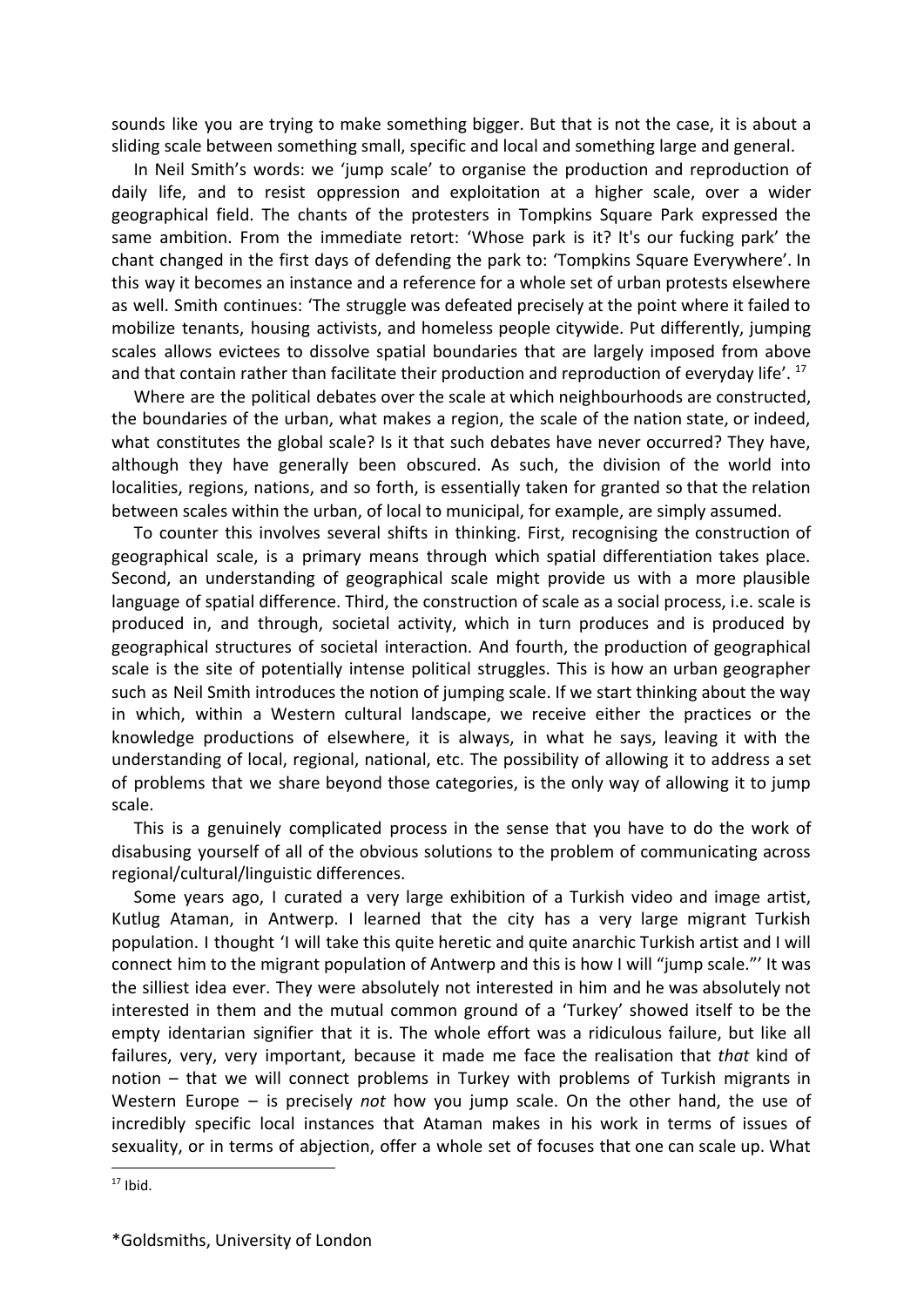sounds like you are trying to make something bigger. But that is not the case, it is about a sliding scale between something small, specific and local and something large and general.

In Neil Smith's words: we 'jump scale' to organise the production and reproduction of daily life, and to resist oppression and exploitation at a higher scale, over a wider geographical field. The chants of the protesters in Tompkins Square Park expressed the same ambition. From the immediate retort: 'Whose park is it? It's our fucking park' the chant changed in the first days of defending the park to: 'Tompkins Square Everywhere'. In this way it becomes an instance and a reference for a whole set of urban protests elsewhere as well. Smith continues: 'The struggle was defeated precisely at the point where it failed to mobilize tenants, housing activists, and homeless people citywide. Put differently, jumping scales allows evictees to dissolve spatial boundaries that are largely imposed from above and that contain rather than facilitate their production and reproduction of everyday life'. [17]

Where are the political debates over the scale at which neighbourhoods are constructed, the boundaries of the urban, what makes a region, the scale of the nation state, or indeed, what constitutes the global scale? Is it that such debates have never occurred? They have, although they have generally been obscured. As such, the division of the world into localities, regions, nations, and so forth, is essentially taken for granted so that the relation between scales within the urban, of local to municipal, for example, are simply assumed.

To counter this involves several shifts in thinking. First, recognising the construction of geographical scale, is a primary means through which spatial differentiation takes place. Second, an understanding of geographical scale might provide us with a more plausible language of spatial difference. Third, the construction of scale as a social process, i.e. scale is produced in, and through, societal activity, which in turn produces and is produced by geographical structures of societal interaction. And fourth, the production of geographical scale is the site of potentially intense political struggles. This is how an urban geographer such as Neil Smith introduces the notion of jumping scale. If we start thinking about the way in which, within a Western cultural landscape, we receive either the practices or the knowledge productions of elsewhere, it is always, in what he says, leaving it with the understanding of local, regional, national, etc. The possibility of allowing it to address a set of problems that we share beyond those categories, is the only way of allowing it to jump scale.

This is a genuinely complicated process in the sense that you have to do the work of disabusing yourself of all of the obvious solutions to the problem of communicating across regional/cultural/linguistic differences.

Some years ago, I curated a very large exhibition of a Turkish video and image artist, Kutlug Ataman, in Antwerp. I learned that the city has a very large migrant Turkish population. I thought 'I will take this quite heretic and quite anarchic Turkish artist and I will connect him to the migrant population of Antwerp and this is how I will "jump scale."' It was the silliest idea ever. They were absolutely not interested in him and he was absolutely not interested in them and the mutual common ground of a 'Turkey' showed itself to be the empty identarian signifier that it is. The whole effort was a ridiculous failure, but like all failures, very, very important, because it made me face the realisation that *that* kind of notion – that we will connect problems in Turkey with problems of Turkish migrants in Western Europe – is precisely *not* how you jump scale. On the other hand, the use of incredibly specific local instances that Ataman makes in his work in terms of issues of sexuality, or in terms of abjection, offer a whole set of focuses that one can scale up. What

[17] Ibid.

*Goldsmiths, University of London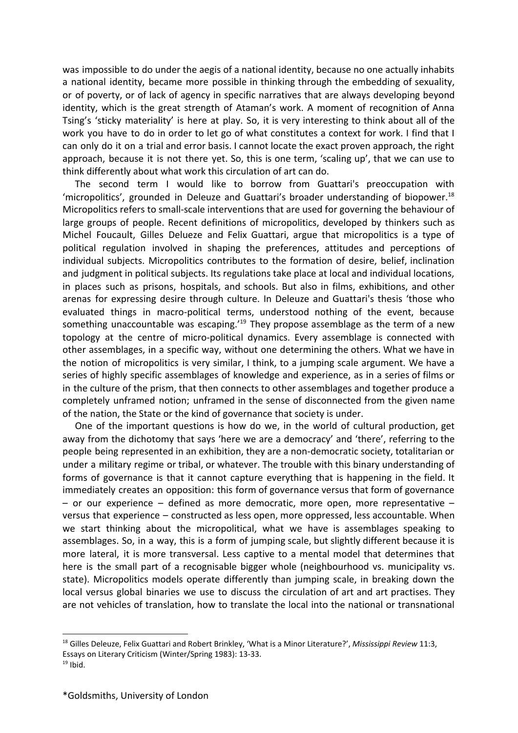was impossible to do under the aegis of a national identity, because no one actually inhabits a national identity, became more possible in thinking through the embedding of sexuality, or of poverty, or of lack of agency in specific narratives that are always developing beyond identity, which is the great strength of Ataman's work. A moment of recognition of Anna Tsing's 'sticky materiality' is here at play. So, it is very interesting to think about all of the work you have to do in order to let go of what constitutes a context for work. I find that I can only do it on a trial and error basis. I cannot locate the exact proven approach, the right approach, because it is not there yet. So, this is one term, 'scaling up', that we can use to think differently about what work this circulation of art can do.

The second term I would like to borrow from Guattari's preoccupation with 'micropolitics', grounded in Deleuze and Guattari's broader understanding of biopower.[18] Micropolitics refers to small-scale interventions that are used for governing the behaviour of large groups of people. Recent definitions of micropolitics, developed by thinkers such as Michel Foucault, Gilles Delueze and Felix Guattari, argue that micropolitics is a type of political regulation involved in shaping the preferences, attitudes and perceptions of individual subjects. Micropolitics contributes to the formation of desire, belief, inclination and judgment in political subjects. Its regulations take place at local and individual locations, in places such as prisons, hospitals, and schools. But also in films, exhibitions, and other arenas for expressing desire through culture. In Deleuze and Guattari's thesis 'those who evaluated things in macro-political terms, understood nothing of the event, because something unaccountable was escaping.'[19] They propose assemblage as the term of a new topology at the centre of micro-political dynamics. Every assemblage is connected with other assemblages, in a specific way, without one determining the others. What we have in the notion of micropolitics is very similar, I think, to a jumping scale argument. We have a series of highly specific assemblages of knowledge and experience, as in a series of films or in the culture of the prism, that then connects to other assemblages and together produce a completely unframed notion; unframed in the sense of disconnected from the given name of the nation, the State or the kind of governance that society is under.

One of the important questions is how do we, in the world of cultural production, get away from the dichotomy that says 'here we are a democracy' and 'there', referring to the people being represented in an exhibition, they are a non-democratic society, totalitarian or under a military regime or tribal, or whatever. The trouble with this binary understanding of forms of governance is that it cannot capture everything that is happening in the field. It immediately creates an opposition: this form of governance versus that form of governance – or our experience – defined as more democratic, more open, more representative – versus that experience – constructed as less open, more oppressed, less accountable. When we start thinking about the micropolitical, what we have is assemblages speaking to assemblages. So, in a way, this is a form of jumping scale, but slightly different because it is more lateral, it is more transversal. Less captive to a mental model that determines that here is the small part of a recognisable bigger whole (neighbourhood vs. municipality vs. state). Micropolitics models operate differently than jumping scale, in breaking down the local versus global binaries we use to discuss the circulation of art and art practises. They are not vehicles of translation, how to translate the local into the national or transnational

[18] Gilles Deleuze, Felix Guattari and Robert Brinkley, 'What is a Minor Literature?', *Mississippi Review* 11:3, Essays on Literary Criticism (Winter/Spring 1983): 13-33.

[19] Ibid.

*Goldsmiths, University of London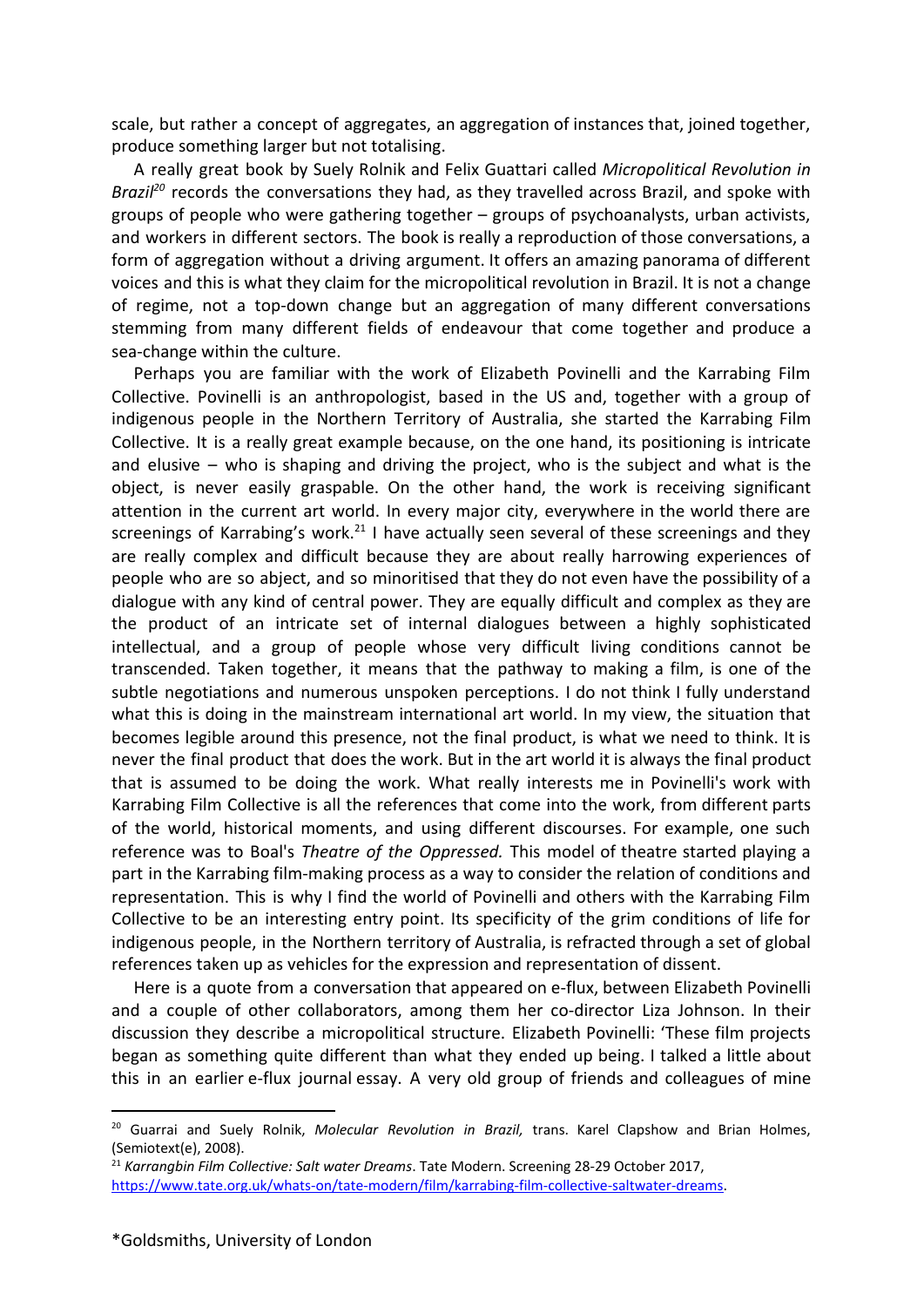scale, but rather a concept of aggregates, an aggregation of instances that, joined together, produce something larger but not totalising.

A really great book by Suely Rolnik and Felix Guattari called *Micropolitical Revolution in Brazil*[20] records the conversations they had, as they travelled across Brazil, and spoke with groups of people who were gathering together – groups of psychoanalysts, urban activists, and workers in different sectors. The book is really a reproduction of those conversations, a form of aggregation without a driving argument. It offers an amazing panorama of different voices and this is what they claim for the micropolitical revolution in Brazil. It is not a change of regime, not a top-down change but an aggregation of many different conversations stemming from many different fields of endeavour that come together and produce a sea-change within the culture.

Perhaps you are familiar with the work of Elizabeth Povinelli and the Karrabing Film Collective. Povinelli is an anthropologist, based in the US and, together with a group of indigenous people in the Northern Territory of Australia, she started the Karrabing Film Collective. It is a really great example because, on the one hand, its positioning is intricate and elusive – who is shaping and driving the project, who is the subject and what is the object, is never easily graspable. On the other hand, the work is receiving significant attention in the current art world. In every major city, everywhere in the world there are screenings of Karrabing's work.[21] I have actually seen several of these screenings and they are really complex and difficult because they are about really harrowing experiences of people who are so abject, and so minoritised that they do not even have the possibility of a dialogue with any kind of central power. They are equally difficult and complex as they are the product of an intricate set of internal dialogues between a highly sophisticated intellectual, and a group of people whose very difficult living conditions cannot be transcended. Taken together, it means that the pathway to making a film, is one of the subtle negotiations and numerous unspoken perceptions. I do not think I fully understand what this is doing in the mainstream international art world. In my view, the situation that becomes legible around this presence, not the final product, is what we need to think. It is never the final product that does the work. But in the art world it is always the final product that is assumed to be doing the work. What really interests me in Povinelli's work with Karrabing Film Collective is all the references that come into the work, from different parts of the world, historical moments, and using different discourses. For example, one such reference was to Boal's *Theatre of the Oppressed.* This model of theatre started playing a part in the Karrabing film-making process as a way to consider the relation of conditions and representation. This is why I find the world of Povinelli and others with the Karrabing Film Collective to be an interesting entry point. Its specificity of the grim conditions of life for indigenous people, in the Northern territory of Australia, is refracted through a set of global references taken up as vehicles for the expression and representation of dissent.

Here is a quote from a conversation that appeared on e-flux, between Elizabeth Povinelli and a couple of other collaborators, among them her co-director Liza Johnson. In their discussion they describe a micropolitical structure. Elizabeth Povinelli: 'These film projects began as something quite different than what they ended up being. I talked a little about this in an earlier e-flux journal essay. A very old group of friends and colleagues of mine

---

[20] Guarrai and Suely Rolnik, *Molecular Revolution in Brazil,* trans. Karel Clapshow and Brian Holmes, (Semiotext(e), 2008).

[21] *Karrangbin Film Collective: Salt water Dreams*. Tate Modern. Screening 28-29 October 2017, https://www.tate.org.uk/whats-on/tate-modern/film/karrabing-film-collective-saltwater-dreams.

*Goldsmiths, University of London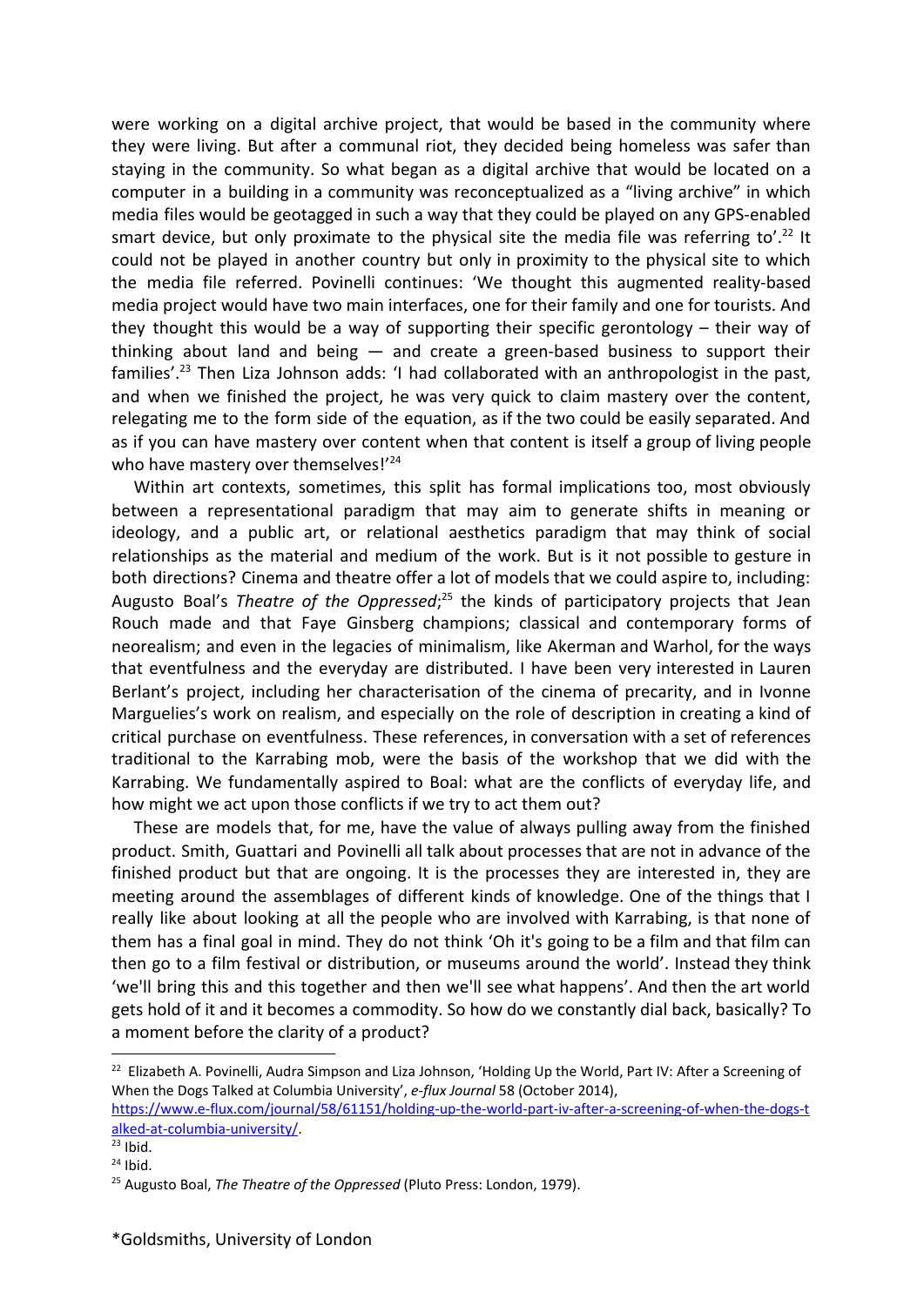were working on a digital archive project, that would be based in the community where they were living. But after a communal riot, they decided being homeless was safer than staying in the community. So what began as a digital archive that would be located on a computer in a building in a community was reconceptualized as a "living archive" in which media files would be geotagged in such a way that they could be played on any GPS-enabled smart device, but only proximate to the physical site the media file was referring to'.[22] It could not be played in another country but only in proximity to the physical site to which the media file referred. Povinelli continues: 'We thought this augmented reality-based media project would have two main interfaces, one for their family and one for tourists. And they thought this would be a way of supporting their specific gerontology – their way of thinking about land and being — and create a green-based business to support their families'.[23] Then Liza Johnson adds: 'I had collaborated with an anthropologist in the past, and when we finished the project, he was very quick to claim mastery over the content, relegating me to the form side of the equation, as if the two could be easily separated. And as if you can have mastery over content when that content is itself a group of living people who have mastery over themselves!'[24]

Within art contexts, sometimes, this split has formal implications too, most obviously between a representational paradigm that may aim to generate shifts in meaning or ideology, and a public art, or relational aesthetics paradigm that may think of social relationships as the material and medium of the work. But is it not possible to gesture in both directions? Cinema and theatre offer a lot of models that we could aspire to, including: Augusto Boal's *Theatre of the Oppressed*;[25] the kinds of participatory projects that Jean Rouch made and that Faye Ginsberg champions; classical and contemporary forms of neorealism; and even in the legacies of minimalism, like Akerman and Warhol, for the ways that eventfulness and the everyday are distributed. I have been very interested in Lauren Berlant's project, including her characterisation of the cinema of precarity, and in Ivonne Marguelies's work on realism, and especially on the role of description in creating a kind of critical purchase on eventfulness. These references, in conversation with a set of references traditional to the Karrabing mob, were the basis of the workshop that we did with the Karrabing. We fundamentally aspired to Boal: what are the conflicts of everyday life, and how might we act upon those conflicts if we try to act them out?

These are models that, for me, have the value of always pulling away from the finished product. Smith, Guattari and Povinelli all talk about processes that are not in advance of the finished product but that are ongoing. It is the processes they are interested in, they are meeting around the assemblages of different kinds of knowledge. One of the things that I really like about looking at all the people who are involved with Karrabing, is that none of them has a final goal in mind. They do not think 'Oh it's going to be a film and that film can then go to a film festival or distribution, or museums around the world'. Instead they think 'we'll bring this and this together and then we'll see what happens'. And then the art world gets hold of it and it becomes a commodity. So how do we constantly dial back, basically? To a moment before the clarity of a product?

[22] Elizabeth A. Povinelli, Audra Simpson and Liza Johnson, 'Holding Up the World, Part IV: After a Screening of When the Dogs Talked at Columbia University', *e-flux Journal* 58 (October 2014), https://www.e-flux.com/journal/58/61151/holding-up-the-world-part-iv-after-a-screening-of-when-the-dogs-talked-at-columbia-university/.

[23] Ibid.

[24] Ibid.

[25] Augusto Boal, *The Theatre of the Oppressed* (Pluto Press: London, 1979).

*Goldsmiths, University of London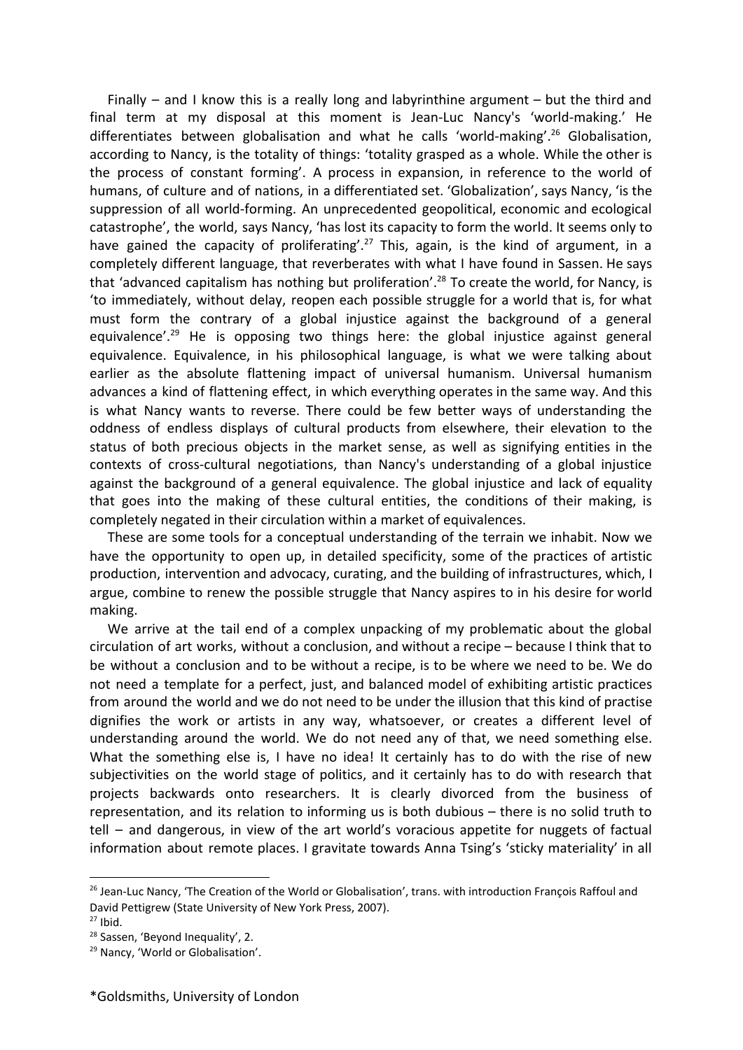Finally – and I know this is a really long and labyrinthine argument – but the third and final term at my disposal at this moment is Jean-Luc Nancy's 'world-making.' He differentiates between globalisation and what he calls 'world-making'.[26] Globalisation, according to Nancy, is the totality of things: 'totality grasped as a whole. While the other is the process of constant forming'. A process in expansion, in reference to the world of humans, of culture and of nations, in a differentiated set. 'Globalization', says Nancy, 'is the suppression of all world-forming. An unprecedented geopolitical, economic and ecological catastrophe', the world, says Nancy, 'has lost its capacity to form the world. It seems only to have gained the capacity of proliferating'.[27] This, again, is the kind of argument, in a completely different language, that reverberates with what I have found in Sassen. He says that 'advanced capitalism has nothing but proliferation'.[28] To create the world, for Nancy, is 'to immediately, without delay, reopen each possible struggle for a world that is, for what must form the contrary of a global injustice against the background of a general equivalence'.[29] He is opposing two things here: the global injustice against general equivalence. Equivalence, in his philosophical language, is what we were talking about earlier as the absolute flattening impact of universal humanism. Universal humanism advances a kind of flattening effect, in which everything operates in the same way. And this is what Nancy wants to reverse. There could be few better ways of understanding the oddness of endless displays of cultural products from elsewhere, their elevation to the status of both precious objects in the market sense, as well as signifying entities in the contexts of cross-cultural negotiations, than Nancy's understanding of a global injustice against the background of a general equivalence. The global injustice and lack of equality that goes into the making of these cultural entities, the conditions of their making, is completely negated in their circulation within a market of equivalences.

These are some tools for a conceptual understanding of the terrain we inhabit. Now we have the opportunity to open up, in detailed specificity, some of the practices of artistic production, intervention and advocacy, curating, and the building of infrastructures, which, I argue, combine to renew the possible struggle that Nancy aspires to in his desire for world making.

We arrive at the tail end of a complex unpacking of my problematic about the global circulation of art works, without a conclusion, and without a recipe – because I think that to be without a conclusion and to be without a recipe, is to be where we need to be. We do not need a template for a perfect, just, and balanced model of exhibiting artistic practices from around the world and we do not need to be under the illusion that this kind of practise dignifies the work or artists in any way, whatsoever, or creates a different level of understanding around the world. We do not need any of that, we need something else. What the something else is, I have no idea! It certainly has to do with the rise of new subjectivities on the world stage of politics, and it certainly has to do with research that projects backwards onto researchers. It is clearly divorced from the business of representation, and its relation to informing us is both dubious – there is no solid truth to tell – and dangerous, in view of the art world's voracious appetite for nuggets of factual information about remote places. I gravitate towards Anna Tsing's 'sticky materiality' in all

---

[26] Jean-Luc Nancy, 'The Creation of the World or Globalisation', trans. with introduction François Raffoul and David Pettigrew (State University of New York Press, 2007).

[27] Ibid.

[28] Sassen, 'Beyond Inequality', 2.

[29] Nancy, 'World or Globalisation'.

*Goldsmiths, University of London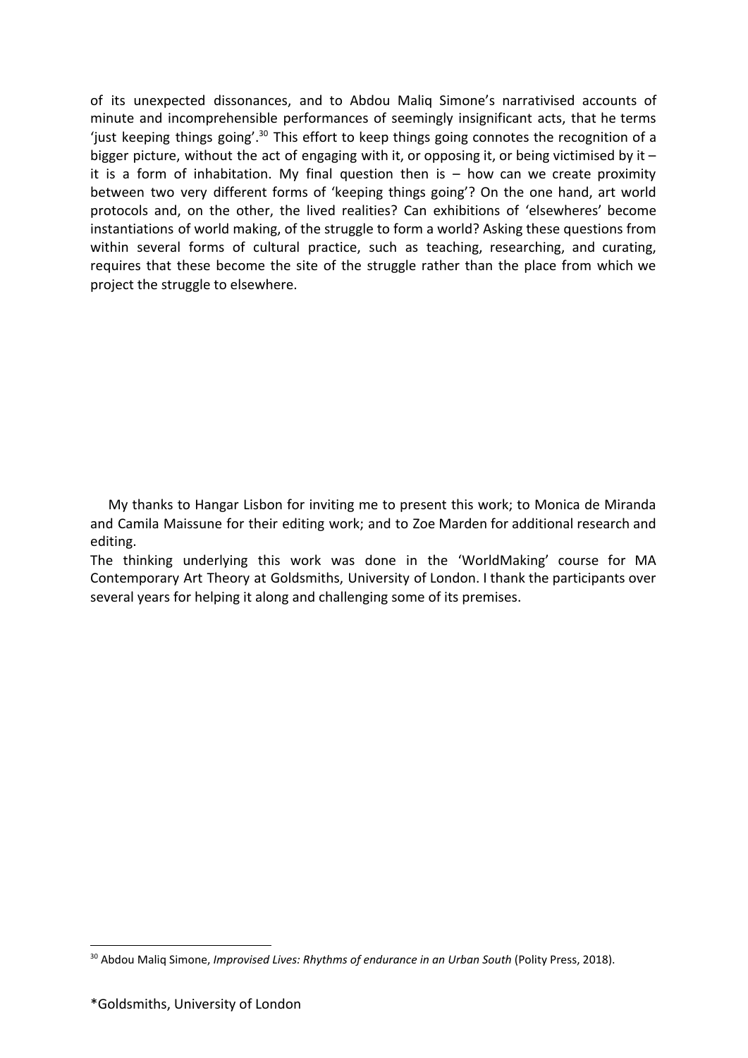of its unexpected dissonances, and to Abdou Maliq Simone's narrativised accounts of minute and incomprehensible performances of seemingly insignificant acts, that he terms 'just keeping things going'.[30] This effort to keep things going connotes the recognition of a bigger picture, without the act of engaging with it, or opposing it, or being victimised by it – it is a form of inhabitation. My final question then is – how can we create proximity between two very different forms of 'keeping things going'? On the one hand, art world protocols and, on the other, the lived realities? Can exhibitions of 'elsewheres' become instantiations of world making, of the struggle to form a world? Asking these questions from within several forms of cultural practice, such as teaching, researching, and curating, requires that these become the site of the struggle rather than the place from which we project the struggle to elsewhere.

My thanks to Hangar Lisbon for inviting me to present this work; to Monica de Miranda and Camila Maissune for their editing work; and to Zoe Marden for additional research and editing.

The thinking underlying this work was done in the 'WorldMaking' course for MA Contemporary Art Theory at Goldsmiths, University of London. I thank the participants over several years for helping it along and challenging some of its premises.

[30] Abdou Maliq Simone, *Improvised Lives: Rhythms of endurance in an Urban South* (Polity Press, 2018).

*Goldsmiths, University of London